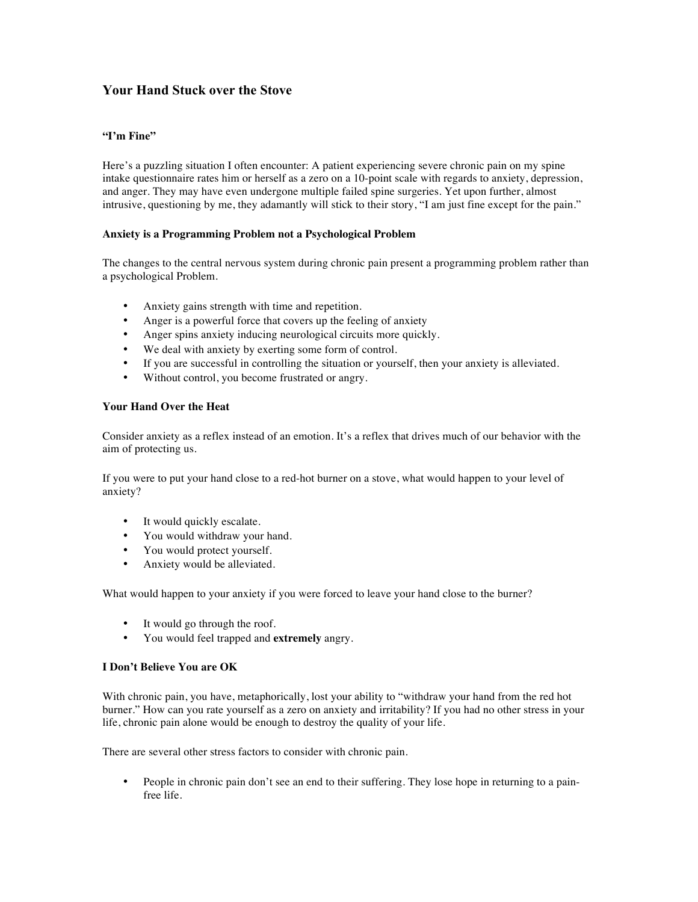# Your Hand Stuck over the Stove

### "I'm Fine"

Here's a puzzling situation I often encounter: A patient experiencing severe chronic pain on my spine intake questionnaire rates him or herself as a zero on a 10-point scale with regards to anxiety, depression, and anger. They may have even undergone multiple failed spine surgeries. Yet upon further, almost intrusive, questioning by me, they adamantly will stick to their story, "I am just fine except for the pain."

### Anxiety is a Programming Problem not a Psychological Problem

The changes to the central nervous system during chronic pain present a programming problem rather than a psychological Problem.

- Anxiety gains strength with time and repetition.
- Anger is a powerful force that covers up the feeling of anxiety
- Anger spins anxiety inducing neurological circuits more quickly.
- We deal with anxiety by exerting some form of control.
- If you are successful in controlling the situation or yourself, then your anxiety is alleviated.
- Without control, you become frustrated or angry.

### Your Hand Over the Heat

Consider anxiety as a reflex instead of an emotion. It's a reflex that drives much of our behavior with the aim of protecting us.

If you were to put your hand close to a red-hot burner on a stove, what would happen to your level of anxiety?

- It would quickly escalate.
- You would withdraw your hand.
- You would protect yourself.
- Anxiety would be alleviated.

What would happen to your anxiety if you were forced to leave your hand close to the burner?

- It would go through the roof.
- You would feel trapped and **extremely** angry.

### I Don't Believe You are OK

With chronic pain, you have, metaphorically, lost your ability to "withdraw your hand from the red hot burner." How can you rate yourself as a zero on anxiety and irritability? If you had no other stress in your life, chronic pain alone would be enough to destroy the quality of your life.

There are several other stress factors to consider with chronic pain.

- People in chronic pain don't see an end to their suffering. They lose hope in returning to a pain-free life.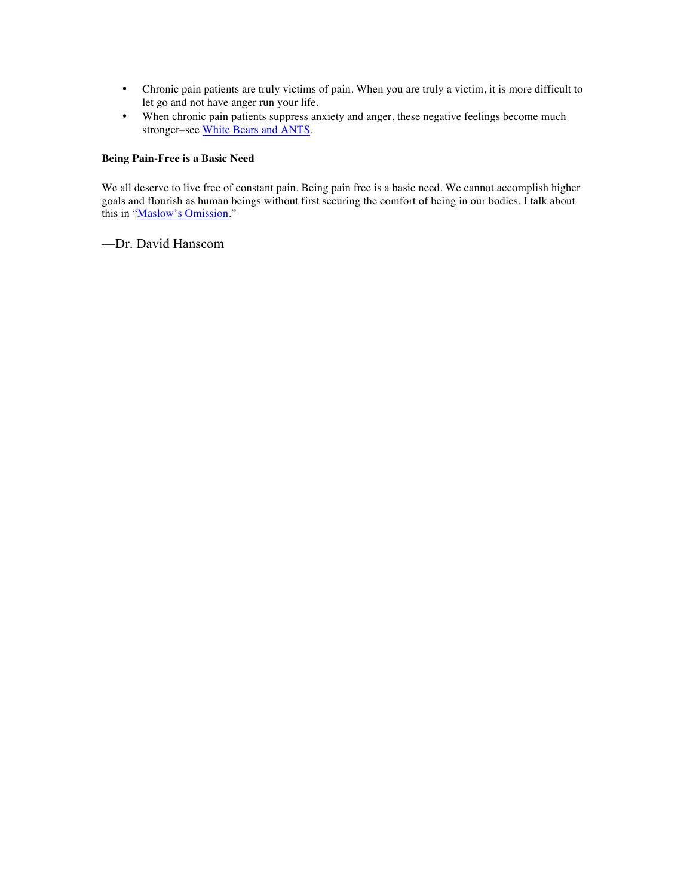- Chronic pain patients are truly victims of pain. When you are truly a victim, it is more difficult to let go and not have anger run your life.
- When chronic pain patients suppress anxiety and anger, these negative feelings become much stronger–see White Bears and ANTS.

**Being Pain-Free is a Basic Need**

We all deserve to live free of constant pain. Being pain free is a basic need. We cannot accomplish higher goals and flourish as human beings without first securing the comfort of being in our bodies. I talk about this in "Maslow's Omission."

—Dr. David Hanscom